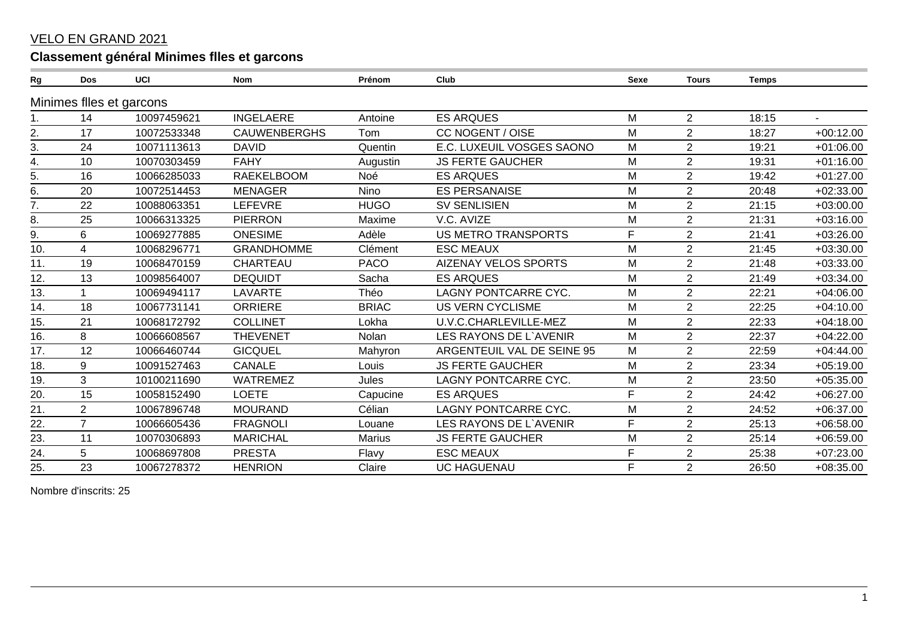VELO EN GRAND 2021

## Classement général Minimes flles et garcons

| Rg | Dos | UCI | Nom | Prénom | Club | Sexe | Tours | Temps | |
|---|---|---|---|---|---|---|---|---|---|
| Minimes flles et garcons | | | | | | | | | |
| 1. | 14 | 10097459621 | INGELAERE | Antoine | ES ARQUES | M | 2 | 18:15 | - |
| 2. | 17 | 10072533348 | CAUWENBERGHS | Tom | CC NOGENT / OISE | M | 2 | 18:27 | +00:12.00 |
| 3. | 24 | 10071113613 | DAVID | Quentin | E.C. LUXEUIL VOSGES SAONO | M | 2 | 19:21 | +01:06.00 |
| 4. | 10 | 10070303459 | FAHY | Augustin | JS FERTE GAUCHER | M | 2 | 19:31 | +01:16.00 |
| 5. | 16 | 10066285033 | RAEKELBOOM | Noé | ES ARQUES | M | 2 | 19:42 | +01:27.00 |
| 6. | 20 | 10072514453 | MENAGER | Nino | ES PERSANAISE | M | 2 | 20:48 | +02:33.00 |
| 7. | 22 | 10088063351 | LEFEVRE | HUGO | SV SENLISIEN | M | 2 | 21:15 | +03:00.00 |
| 8. | 25 | 10066313325 | PIERRON | Maxime | V.C. AVIZE | M | 2 | 21:31 | +03:16.00 |
| 9. | 6 | 10069277885 | ONESIME | Adèle | US METRO TRANSPORTS | F | 2 | 21:41 | +03:26.00 |
| 10. | 4 | 10068296771 | GRANDHOMME | Clément | ESC MEAUX | M | 2 | 21:45 | +03:30.00 |
| 11. | 19 | 10068470159 | CHARTEAU | PACO | AIZENAY VELOS SPORTS | M | 2 | 21:48 | +03:33.00 |
| 12. | 13 | 10098564007 | DEQUIDT | Sacha | ES ARQUES | M | 2 | 21:49 | +03:34.00 |
| 13. | 1 | 10069494117 | LAVARTE | Théo | LAGNY PONTCARRE CYC. | M | 2 | 22:21 | +04:06.00 |
| 14. | 18 | 10067731141 | ORRIERE | BRIAC | US VERN CYCLISME | M | 2 | 22:25 | +04:10.00 |
| 15. | 21 | 10068172792 | COLLINET | Lokha | U.V.C.CHARLEVILLE-MEZ | M | 2 | 22:33 | +04:18.00 |
| 16. | 8 | 10066608567 | THEVENET | Nolan | LES RAYONS DE L`AVENIR | M | 2 | 22:37 | +04:22.00 |
| 17. | 12 | 10066460744 | GICQUEL | Mahyron | ARGENTEUIL VAL DE SEINE 95 | M | 2 | 22:59 | +04:44.00 |
| 18. | 9 | 10091527463 | CANALE | Louis | JS FERTE GAUCHER | M | 2 | 23:34 | +05:19.00 |
| 19. | 3 | 10100211690 | WATREMEZ | Jules | LAGNY PONTCARRE CYC. | M | 2 | 23:50 | +05:35.00 |
| 20. | 15 | 10058152490 | LOETE | Capucine | ES ARQUES | F | 2 | 24:42 | +06:27.00 |
| 21. | 2 | 10067896748 | MOURAND | Célian | LAGNY PONTCARRE CYC. | M | 2 | 24:52 | +06:37.00 |
| 22. | 7 | 10066605436 | FRAGNOLI | Louane | LES RAYONS DE L`AVENIR | F | 2 | 25:13 | +06:58.00 |
| 23. | 11 | 10070306893 | MARICHAL | Marius | JS FERTE GAUCHER | M | 2 | 25:14 | +06:59.00 |
| 24. | 5 | 10068697808 | PRESTA | Flavy | ESC MEAUX | F | 2 | 25:38 | +07:23.00 |
| 25. | 23 | 10067278372 | HENRION | Claire | UC HAGUENAU | F | 2 | 26:50 | +08:35.00 |

Nombre d'inscrits: 25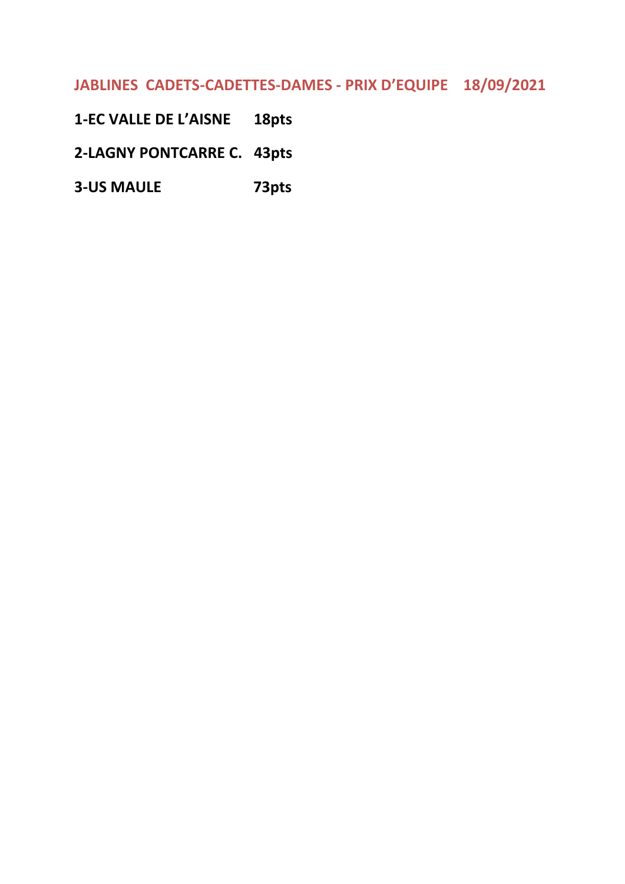# JABLINES CADETS-CADETTES-DAMES - PRIX D'EQUIPE 18/09/2021

| | |
|---|---|
| **1-EC VALLE DE L'AISNE** | **18pts** |
| **2-LAGNY PONTCARRE C.** | **43pts** |
| **3-US MAULE** | **73pts** |